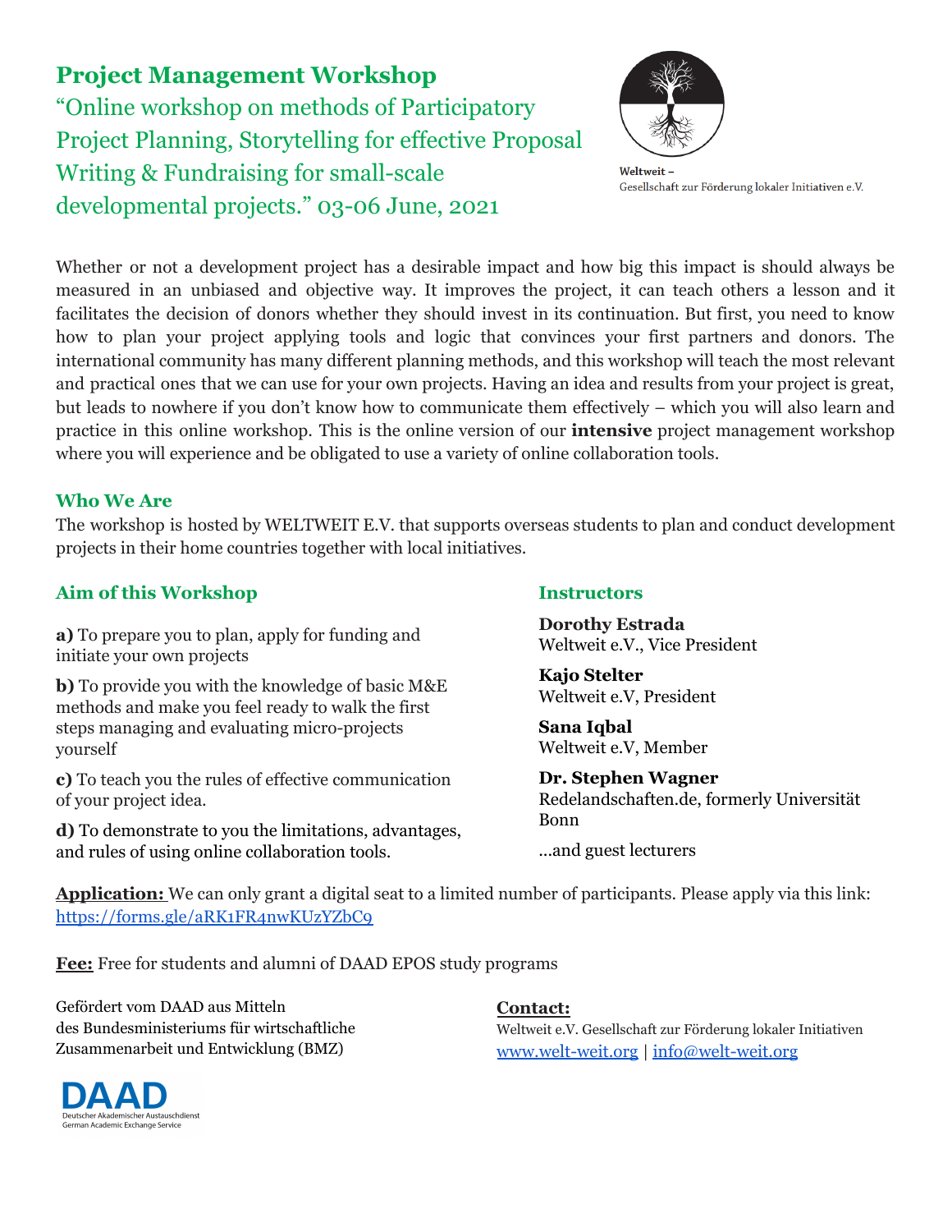# Project Management Workshop

“Online workshop on methods of Participatory Project Planning, Storytelling for effective Proposal Writing & Fundraising for small-scale developmental projects.” 03-06 June, 2021

Weltweit – Gesellschaft zur Förderung lokaler Initiativen e.V.

Whether or not a development project has a desirable impact and how big this impact is should always be measured in an unbiased and objective way. It improves the project, it can teach others a lesson and it facilitates the decision of donors whether they should invest in its continuation. But first, you need to know how to plan your project applying tools and logic that convinces your first partners and donors. The international community has many different planning methods, and this workshop will teach the most relevant and practical ones that we can use for your own projects. Having an idea and results from your project is great, but leads to nowhere if you don’t know how to communicate them effectively – which you will also learn and practice in this online workshop. This is the online version of our **intensive** project management workshop where you will experience and be obligated to use a variety of online collaboration tools.

## Who We Are

The workshop is hosted by WELTWEIT E.V. that supports overseas students to plan and conduct development projects in their home countries together with local initiatives.

## Aim of this Workshop

**a)** To prepare you to plan, apply for funding and initiate your own projects

**b)** To provide you with the knowledge of basic M&E methods and make you feel ready to walk the first steps managing and evaluating micro-projects yourself

**c)** To teach you the rules of effective communication of your project idea.

**d)** To demonstrate to you the limitations, advantages, and rules of using online collaboration tools.

## Instructors

**Dorothy Estrada**
Weltweit e.V., Vice President

**Kajo Stelter**
Weltweit e.V, President

**Sana Iqbal**
Weltweit e.V, Member

**Dr. Stephen Wagner**
Redelandschaften.de, formerly Universität Bonn

...and guest lecturers

**Application:** We can only grant a digital seat to a limited number of participants. Please apply via this link: https://forms.gle/aRK1FR4nwKUzYZbC9

**Fee:** Free for students and alumni of DAAD EPOS study programs

Gefördert vom DAAD aus Mitteln des Bundesministeriums für wirtschaftliche Zusammenarbeit und Entwicklung (BMZ)

DAAD Deutscher Akademischer Austauschdienst German Academic Exchange Service

**Contact:**
Weltweit e.V. Gesellschaft zur Förderung lokaler Initiativen
www.welt-weit.org | info@welt-weit.org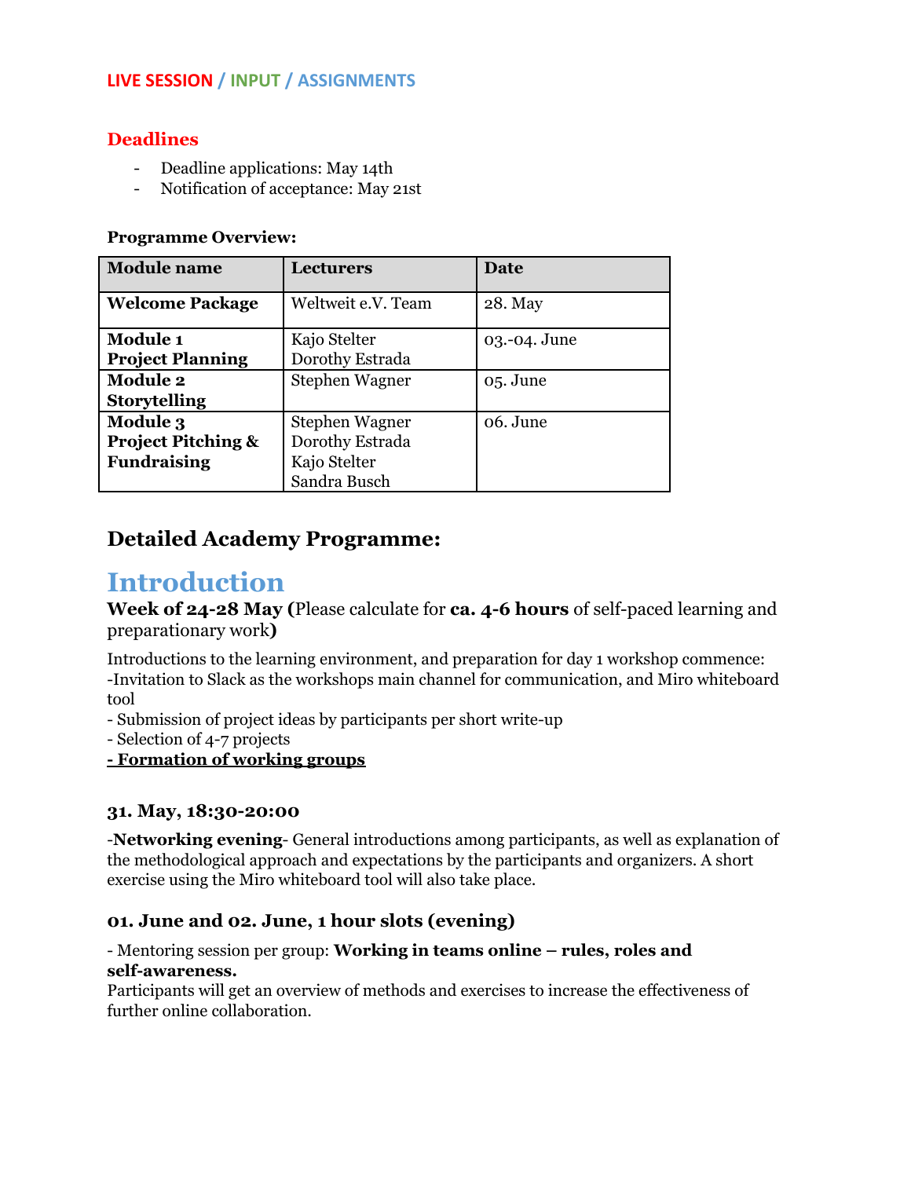**LIVE SESSION / INPUT / ASSIGNMENTS**

### Deadlines

- Deadline applications: May 14th
- Notification of acceptance: May 21st

**Programme Overview:**

| Module name | Lecturers | Date |
|---|---|---|
| **Welcome Package** | Weltweit e.V. Team | 28. May |
| **Module 1**<br>**Project Planning** | Kajo Stelter<br>Dorothy Estrada | 03.-04. June |
| **Module 2**<br>**Storytelling** | Stephen Wagner | 05. June |
| **Module 3**<br>**Project Pitching & Fundraising** | Stephen Wagner<br>Dorothy Estrada<br>Kajo Stelter<br>Sandra Busch | 06. June |

## Detailed Academy Programme:

# Introduction

**Week of 24-28 May (**Please calculate for **ca. 4-6 hours** of self-paced learning and preparationary work**)**

Introductions to the learning environment, and preparation for day 1 workshop commence:
-Invitation to Slack as the workshops main channel for communication, and Miro whiteboard tool
- Submission of project ideas by participants per short write-up
- Selection of 4-7 projects
**- Formation of working groups**

### 31. May, 18:30-20:00

-**Networking evening**- General introductions among participants, as well as explanation of the methodological approach and expectations by the participants and organizers. A short exercise using the Miro whiteboard tool will also take place.

### 01. June and 02. June, 1 hour slots (evening)

- Mentoring session per group: **Working in teams online – rules, roles and self-awareness.**
Participants will get an overview of methods and exercises to increase the effectiveness of further online collaboration.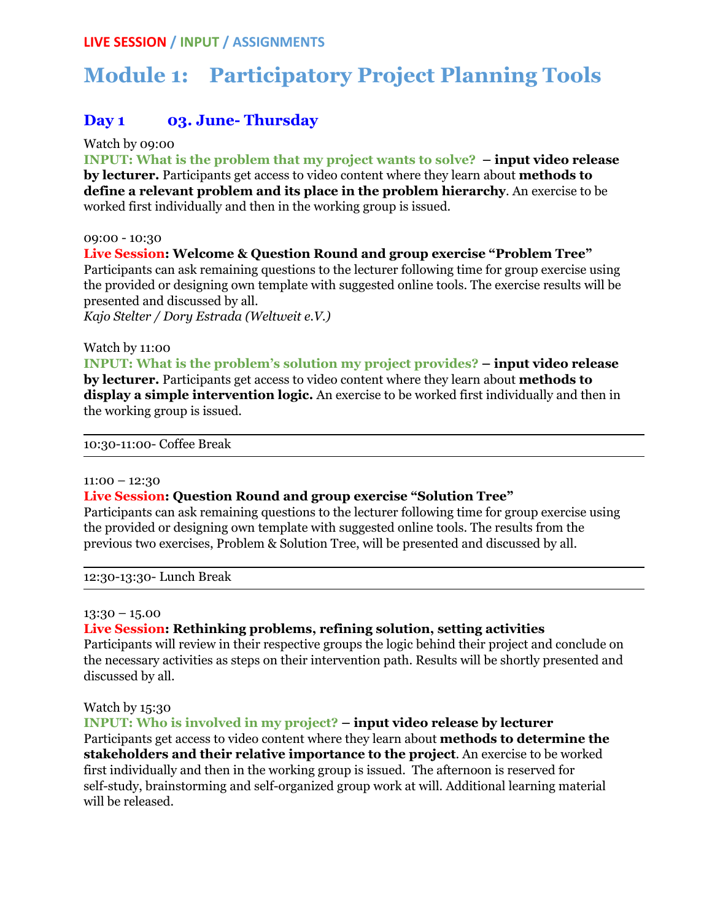**LIVE SESSION / INPUT / ASSIGNMENTS**

# Module 1: Participatory Project Planning Tools

## Day 1 03. June- Thursday

Watch by 09:00

**INPUT: What is the problem that my project wants to solve? – input video release by lecturer.** Participants get access to video content where they learn about **methods to define a relevant problem and its place in the problem hierarchy**. An exercise to be worked first individually and then in the working group is issued.

09:00 - 10:30

**Live Session: Welcome & Question Round and group exercise "Problem Tree"**

Participants can ask remaining questions to the lecturer following time for group exercise using the provided or designing own template with suggested online tools. The exercise results will be presented and discussed by all.

*Kajo Stelter / Dory Estrada (Weltweit e.V.)*

Watch by 11:00

**INPUT: What is the problem's solution my project provides? – input video release by lecturer.** Participants get access to video content where they learn about **methods to display a simple intervention logic.** An exercise to be worked first individually and then in the working group is issued.

---

10:30-11:00- Coffee Break

---

11:00 – 12:30

**Live Session: Question Round and group exercise "Solution Tree"**

Participants can ask remaining questions to the lecturer following time for group exercise using the provided or designing own template with suggested online tools. The results from the previous two exercises, Problem & Solution Tree, will be presented and discussed by all.

---

12:30-13:30- Lunch Break

---

13:30 – 15.00

**Live Session: Rethinking problems, refining solution, setting activities**

Participants will review in their respective groups the logic behind their project and conclude on the necessary activities as steps on their intervention path. Results will be shortly presented and discussed by all.

Watch by 15:30

**INPUT: Who is involved in my project? – input video release by lecturer**

Participants get access to video content where they learn about **methods to determine the stakeholders and their relative importance to the project**. An exercise to be worked first individually and then in the working group is issued. The afternoon is reserved for self-study, brainstorming and self-organized group work at will. Additional learning material will be released.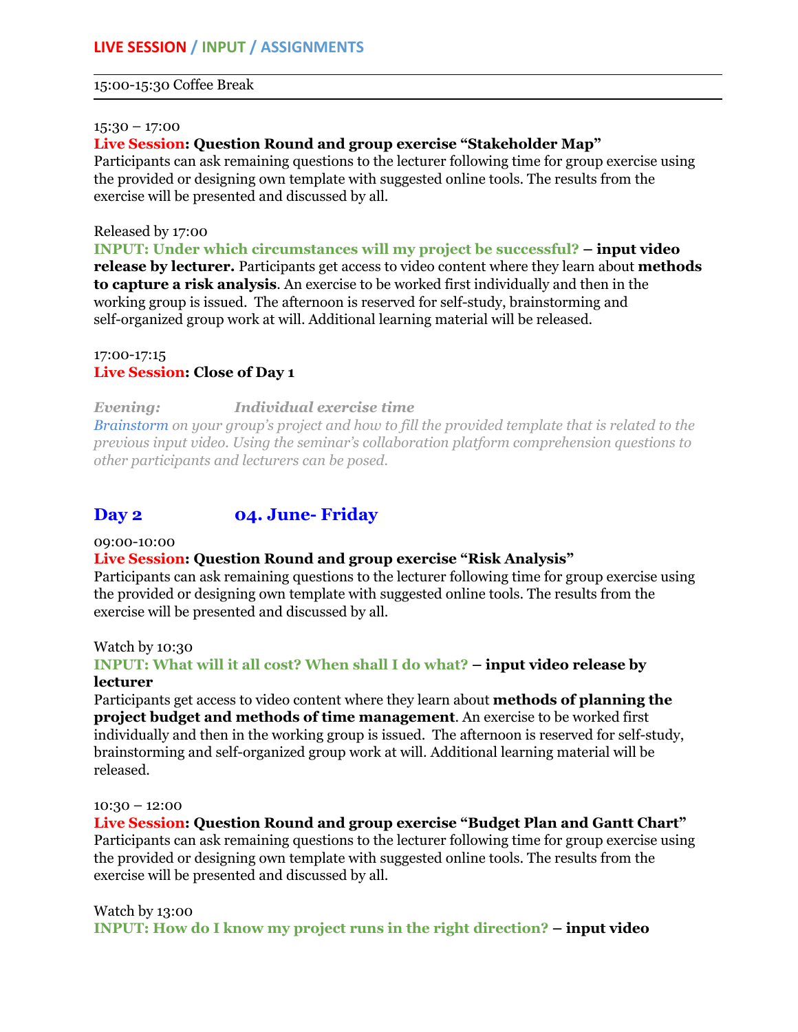**LIVE SESSION / INPUT / ASSIGNMENTS**

---

15:00-15:30 Coffee Break

---

15:30 – 17:00

**Live Session: Question Round and group exercise "Stakeholder Map"**

Participants can ask remaining questions to the lecturer following time for group exercise using the provided or designing own template with suggested online tools. The results from the exercise will be presented and discussed by all.

Released by 17:00

**INPUT: Under which circumstances will my project be successful? – input video release by lecturer.** Participants get access to video content where they learn about **methods to capture a risk analysis**. An exercise to be worked first individually and then in the working group is issued. The afternoon is reserved for self-study, brainstorming and self-organized group work at will. Additional learning material will be released.

17:00-17:15

**Live Session: Close of Day 1**

***Evening:*** ***Individual exercise time***

*Brainstorm on your group's project and how to fill the provided template that is related to the previous input video. Using the seminar's collaboration platform comprehension questions to other participants and lecturers can be posed.*

## Day 2 04. June- Friday

09:00-10:00

**Live Session: Question Round and group exercise "Risk Analysis"**

Participants can ask remaining questions to the lecturer following time for group exercise using the provided or designing own template with suggested online tools. The results from the exercise will be presented and discussed by all.

Watch by 10:30

**INPUT: What will it all cost? When shall I do what? – input video release by lecturer**

Participants get access to video content where they learn about **methods of planning the project budget and methods of time management**. An exercise to be worked first individually and then in the working group is issued. The afternoon is reserved for self-study, brainstorming and self-organized group work at will. Additional learning material will be released.

10:30 – 12:00

**Live Session: Question Round and group exercise "Budget Plan and Gantt Chart"**

Participants can ask remaining questions to the lecturer following time for group exercise using the provided or designing own template with suggested online tools. The results from the exercise will be presented and discussed by all.

Watch by 13:00

**INPUT: How do I know my project runs in the right direction? – input video**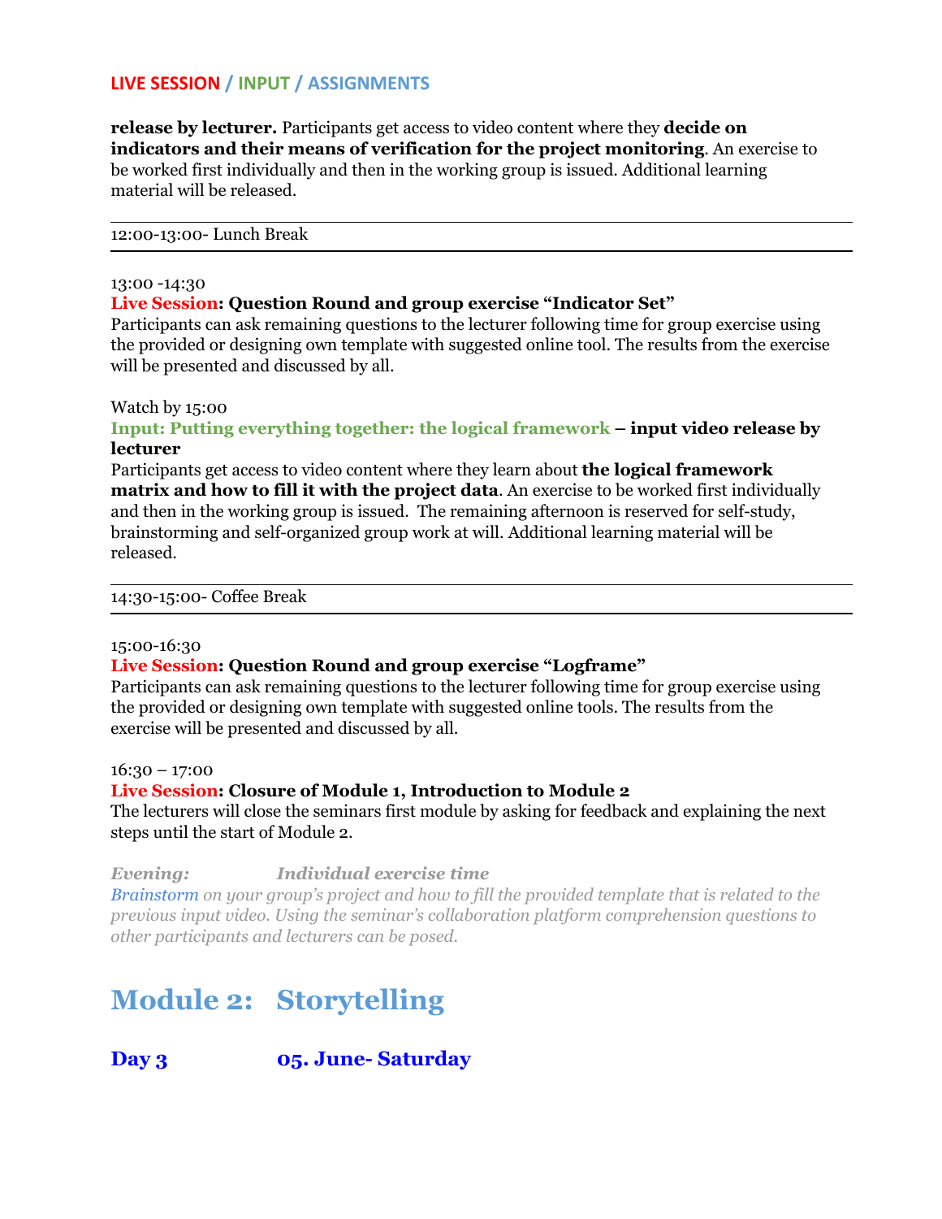**LIVE SESSION / INPUT / ASSIGNMENTS**

**release by lecturer.** Participants get access to video content where they **decide on indicators and their means of verification for the project monitoring**. An exercise to be worked first individually and then in the working group is issued. Additional learning material will be released.

---

12:00-13:00- Lunch Break

---

13:00 -14:30

**Live Session: Question Round and group exercise "Indicator Set"**

Participants can ask remaining questions to the lecturer following time for group exercise using the provided or designing own template with suggested online tool. The results from the exercise will be presented and discussed by all.

Watch by 15:00

**Input: Putting everything together: the logical framework – input video release by lecturer**

Participants get access to video content where they learn about **the logical framework matrix and how to fill it with the project data**. An exercise to be worked first individually and then in the working group is issued. The remaining afternoon is reserved for self-study, brainstorming and self-organized group work at will. Additional learning material will be released.

---

14:30-15:00- Coffee Break

---

15:00-16:30

**Live Session: Question Round and group exercise "Logframe"**

Participants can ask remaining questions to the lecturer following time for group exercise using the provided or designing own template with suggested online tools. The results from the exercise will be presented and discussed by all.

16:30 – 17:00

**Live Session: Closure of Module 1, Introduction to Module 2**

The lecturers will close the seminars first module by asking for feedback and explaining the next steps until the start of Module 2.

***Evening: Individual exercise time***

*Brainstorm on your group's project and how to fill the provided template that is related to the previous input video. Using the seminar's collaboration platform comprehension questions to other participants and lecturers can be posed.*

# Module 2: Storytelling

## Day 3 05. June- Saturday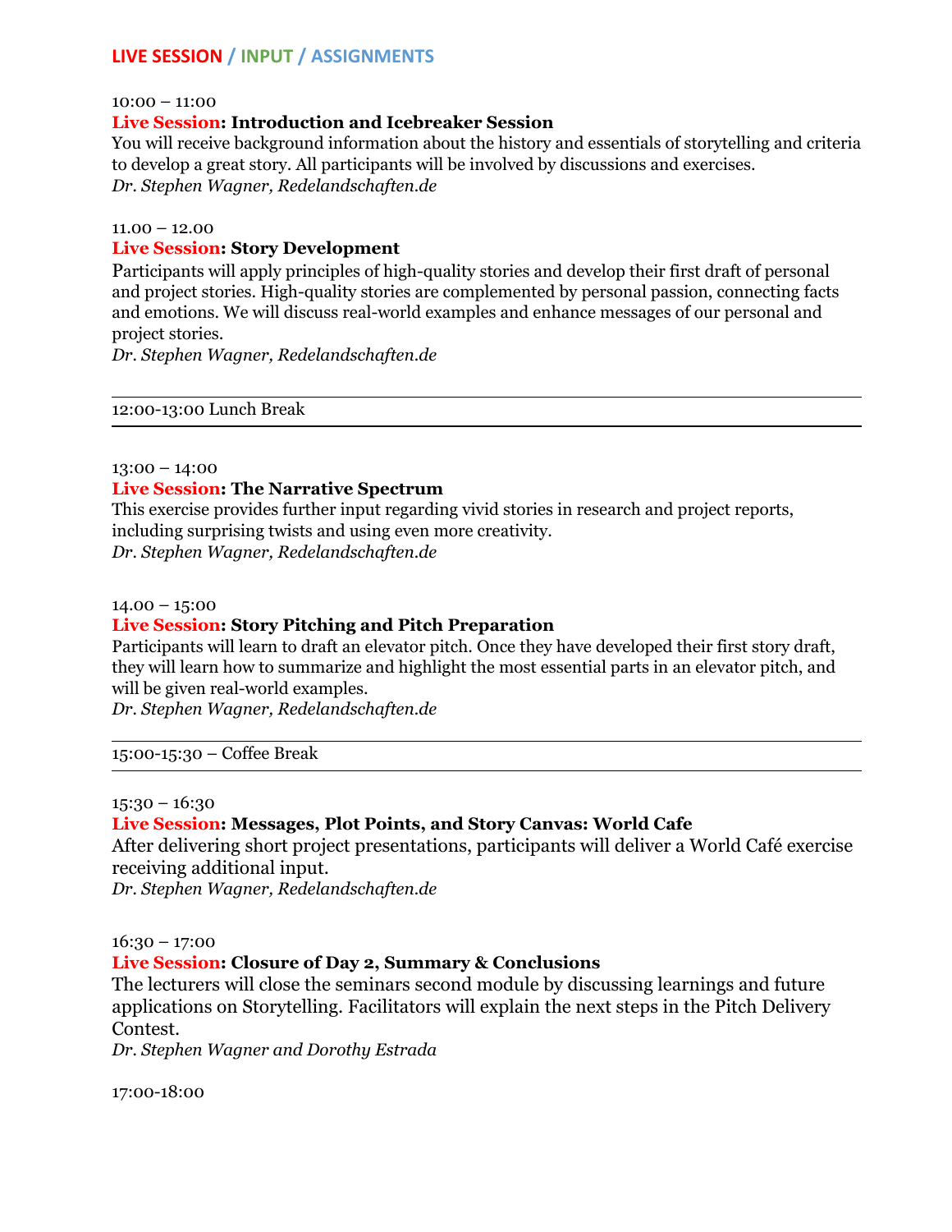**LIVE SESSION / INPUT / ASSIGNMENTS**

10:00 – 11:00

**Live Session: Introduction and Icebreaker Session**

You will receive background information about the history and essentials of storytelling and criteria to develop a great story. All participants will be involved by discussions and exercises.

*Dr. Stephen Wagner, Redelandschaften.de*

11.00 – 12.00

**Live Session: Story Development**

Participants will apply principles of high-quality stories and develop their first draft of personal and project stories. High-quality stories are complemented by personal passion, connecting facts and emotions. We will discuss real-world examples and enhance messages of our personal and project stories.

*Dr. Stephen Wagner, Redelandschaften.de*

---

12:00-13:00 Lunch Break

---

13:00 – 14:00

**Live Session: The Narrative Spectrum**

This exercise provides further input regarding vivid stories in research and project reports, including surprising twists and using even more creativity.

*Dr. Stephen Wagner, Redelandschaften.de*

14.00 – 15:00

**Live Session: Story Pitching and Pitch Preparation**

Participants will learn to draft an elevator pitch. Once they have developed their first story draft, they will learn how to summarize and highlight the most essential parts in an elevator pitch, and will be given real-world examples.

*Dr. Stephen Wagner, Redelandschaften.de*

---

15:00-15:30 – Coffee Break

---

15:30 – 16:30

**Live Session: Messages, Plot Points, and Story Canvas: World Cafe**

After delivering short project presentations, participants will deliver a World Café exercise receiving additional input.

*Dr. Stephen Wagner, Redelandschaften.de*

16:30 – 17:00

**Live Session: Closure of Day 2, Summary & Conclusions**

The lecturers will close the seminars second module by discussing learnings and future applications on Storytelling. Facilitators will explain the next steps in the Pitch Delivery Contest.

*Dr. Stephen Wagner and Dorothy Estrada*

17:00-18:00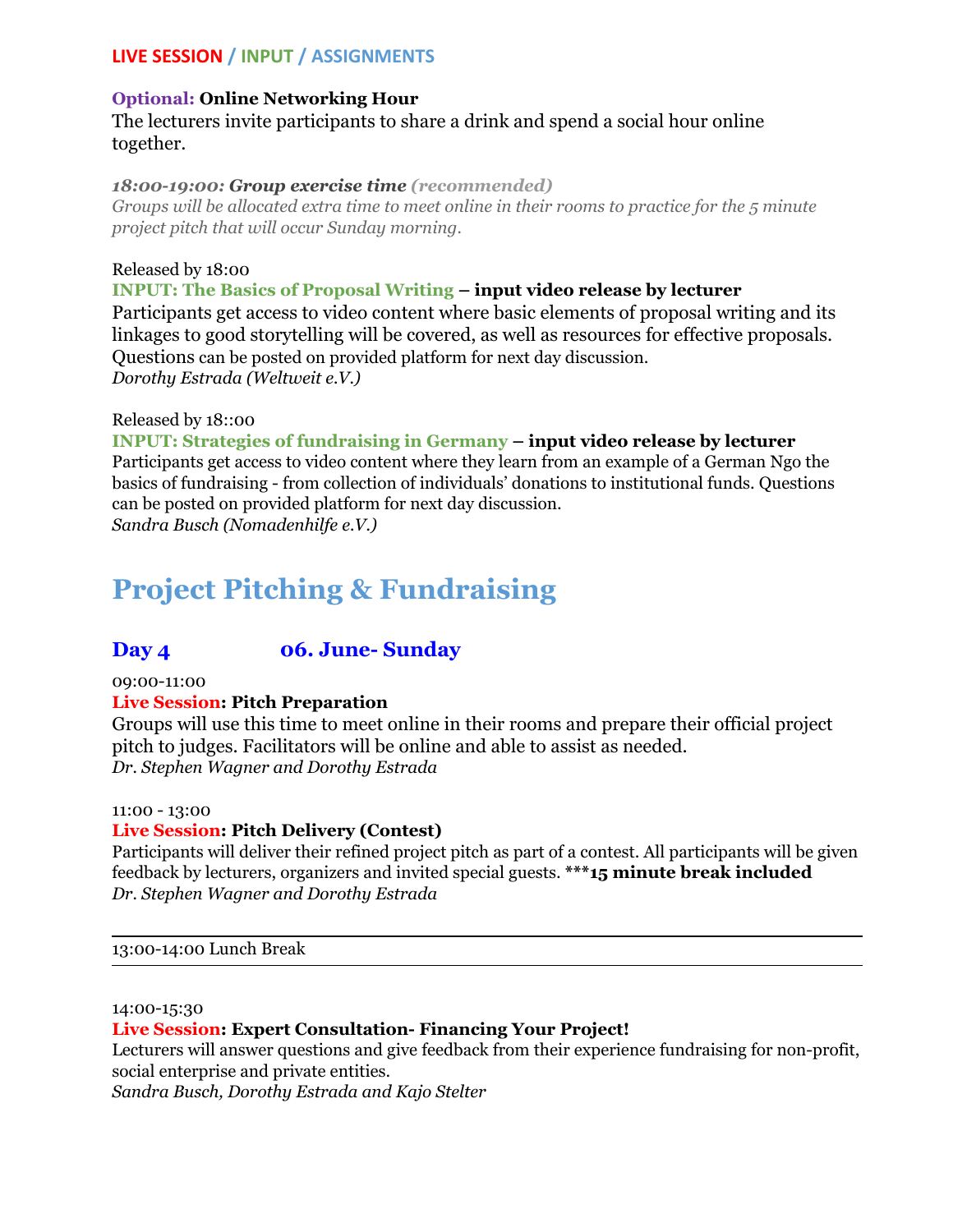**LIVE SESSION / INPUT / ASSIGNMENTS**

**Optional: Online Networking Hour**
The lecturers invite participants to share a drink and spend a social hour online together.

***18:00-19:00: Group exercise time** (recommended)*
*Groups will be allocated extra time to meet online in their rooms to practice for the 5 minute project pitch that will occur Sunday morning.*

Released by 18:00
**INPUT: The Basics of Proposal Writing – input video release by lecturer**
Participants get access to video content where basic elements of proposal writing and its linkages to good storytelling will be covered, as well as resources for effective proposals. Questions can be posted on provided platform for next day discussion.
*Dorothy Estrada (Weltweit e.V.)*

Released by 18::00
**INPUT: Strategies of fundraising in Germany – input video release by lecturer**
Participants get access to video content where they learn from an example of a German Ngo the basics of fundraising - from collection of individuals' donations to institutional funds. Questions can be posted on provided platform for next day discussion.
*Sandra Busch (Nomadenhilfe e.V.)*

# Project Pitching & Fundraising

## Day 4 06. June- Sunday

09:00-11:00
**Live Session: Pitch Preparation**
Groups will use this time to meet online in their rooms and prepare their official project pitch to judges. Facilitators will be online and able to assist as needed.
*Dr. Stephen Wagner and Dorothy Estrada*

11:00 - 13:00
**Live Session: Pitch Delivery (Contest)**
Participants will deliver their refined project pitch as part of a contest. All participants will be given feedback by lecturers, organizers and invited special guests. ***__15 minute break included__**
*Dr. Stephen Wagner and Dorothy Estrada*

---

13:00-14:00 Lunch Break

---

14:00-15:30
**Live Session: Expert Consultation- Financing Your Project!**
Lecturers will answer questions and give feedback from their experience fundraising for non-profit, social enterprise and private entities.
*Sandra Busch, Dorothy Estrada and Kajo Stelter*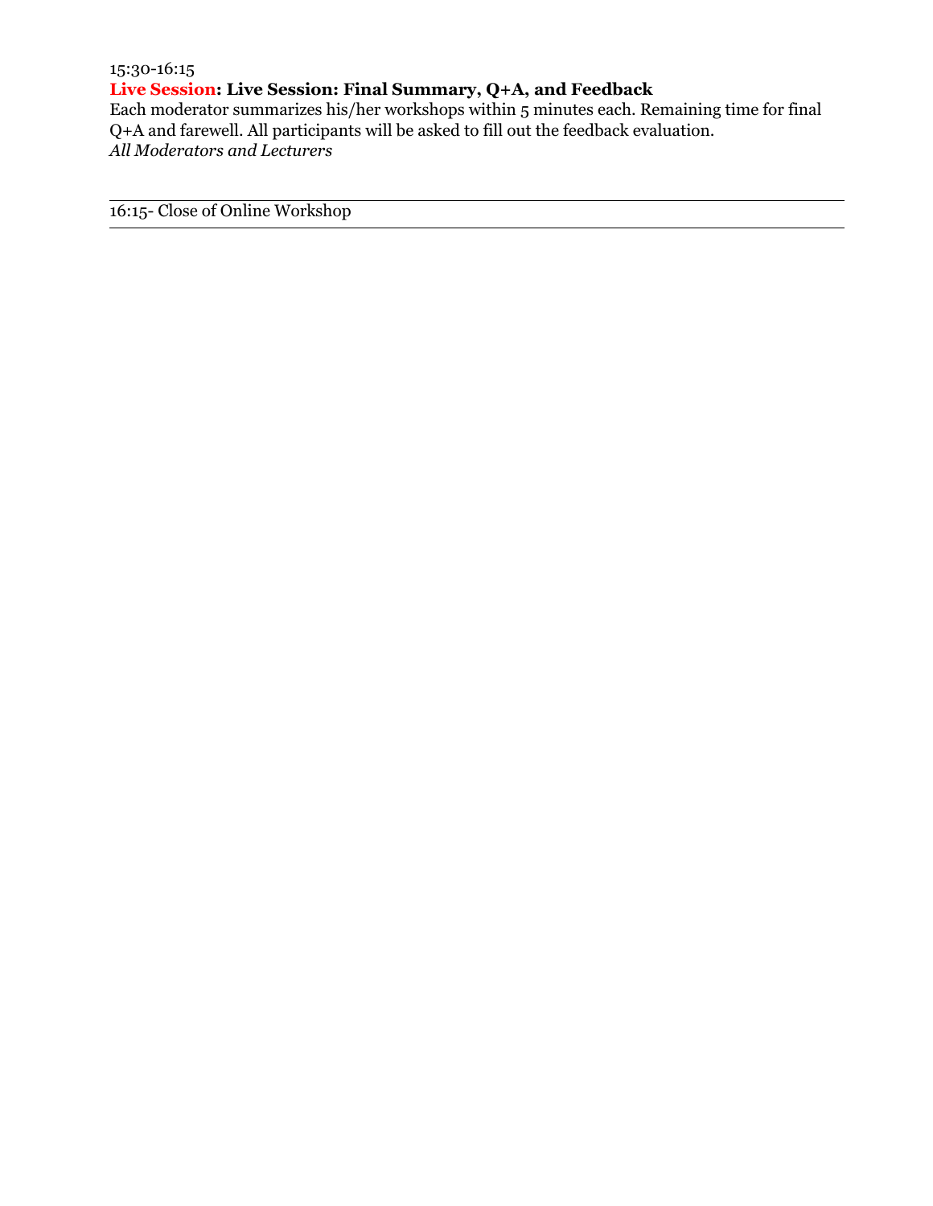15:30-16:15

**Live Session: Live Session: Final Summary, Q+A, and Feedback**

Each moderator summarizes his/her workshops within 5 minutes each. Remaining time for final Q+A and farewell. All participants will be asked to fill out the feedback evaluation.

*All Moderators and Lecturers*

---

16:15- Close of Online Workshop

---